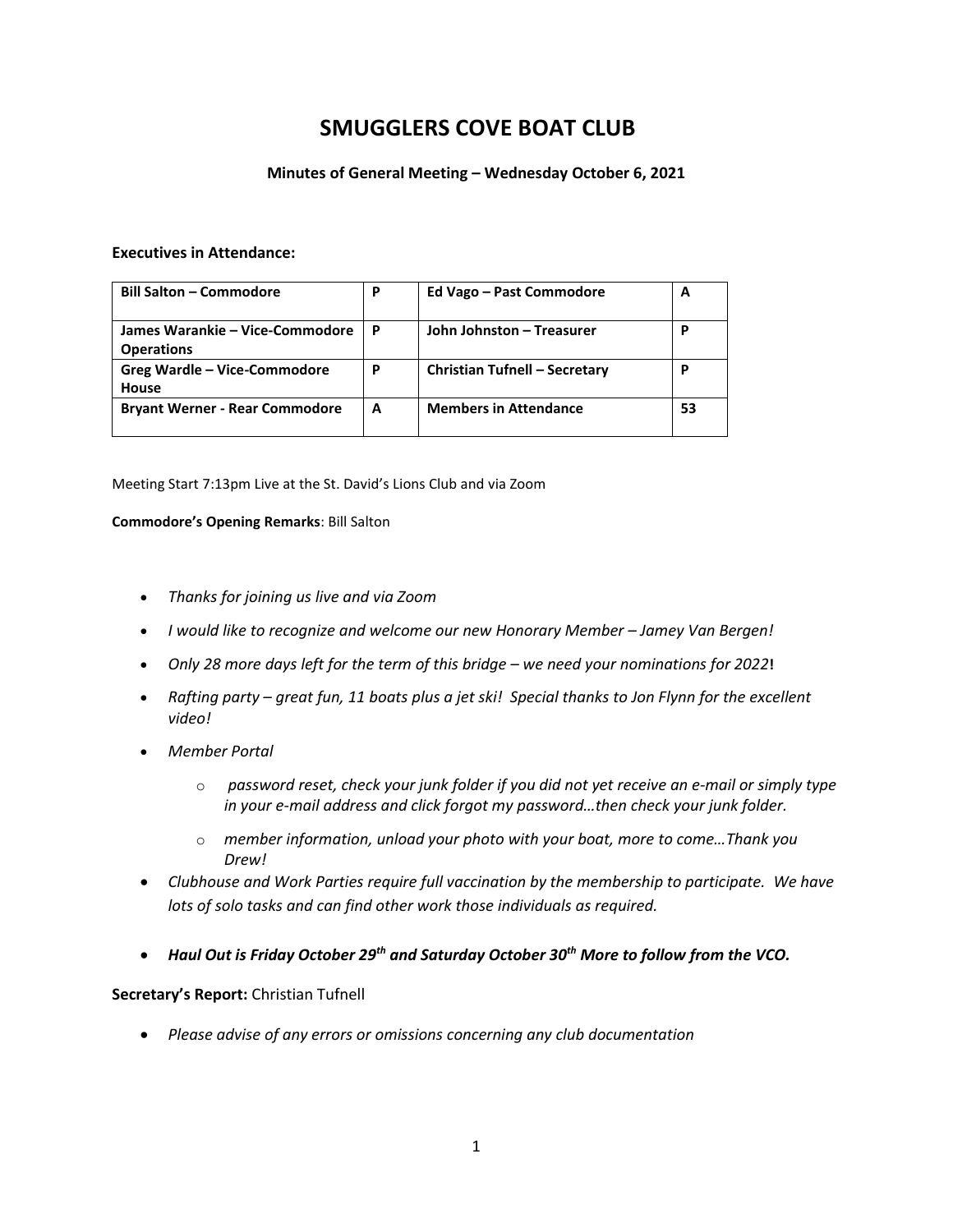# SMUGGLERS COVE BOAT CLUB

### Minutes of General Meeting – Wednesday October 6, 2021

**Executives in Attendance:**

| | | | |
|---|---|---|---|
| **Bill Salton – Commodore** | **P** | **Ed Vago – Past Commodore** | **A** |
| **James Warankie – Vice-Commodore Operations** | **P** | **John Johnston – Treasurer** | **P** |
| **Greg Wardle – Vice-Commodore House** | **P** | **Christian Tufnell – Secretary** | **P** |
| **Bryant Werner - Rear Commodore** | **A** | **Members in Attendance** | **53** |

Meeting Start 7:13pm Live at the St. David's Lions Club and via Zoom

**Commodore's Opening Remarks**: Bill Salton

- *Thanks for joining us live and via Zoom*
- *I would like to recognize and welcome our new Honorary Member – Jamey Van Bergen!*
- *Only 28 more days left for the term of this bridge – we need your nominations for 2022***!**
- *Rafting party – great fun, 11 boats plus a jet ski! Special thanks to Jon Flynn for the excellent video!*
- *Member Portal*
  - *password reset, check your junk folder if you did not yet receive an e-mail or simply type in your e-mail address and click forgot my password…then check your junk folder.*
  - *member information, unload your photo with your boat, more to come…Thank you Drew!*
- *Clubhouse and Work Parties require full vaccination by the membership to participate. We have lots of solo tasks and can find other work those individuals as required.*
- ***Haul Out is Friday October 29th and Saturday October 30th More to follow from the VCO.***

**Secretary's Report:** Christian Tufnell

- *Please advise of any errors or omissions concerning any club documentation*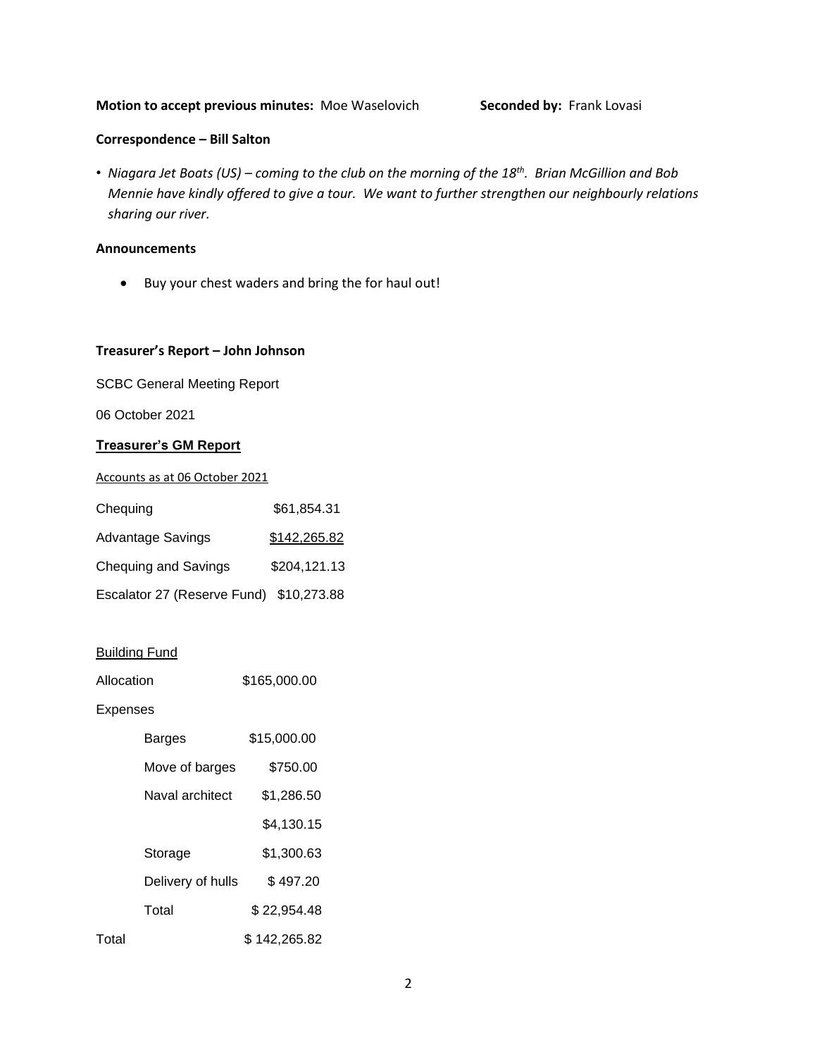**Motion to accept previous minutes:** Moe Waselovich **Seconded by:** Frank Lovasi

**Correspondence – Bill Salton**

- *Niagara Jet Boats (US) – coming to the club on the morning of the 18th. Brian McGillion and Bob Mennie have kindly offered to give a tour. We want to further strengthen our neighbourly relations sharing our river.*

**Announcements**

- Buy your chest waders and bring the for haul out!

**Treasurer's Report – John Johnson**

SCBC General Meeting Report

06 October 2021

**Treasurer's GM Report**

Accounts as at 06 October 2021

| | |
|---|---|
| Chequing | $61,854.31 |
| Advantage Savings | $142,265.82 |
| Chequing and Savings | $204,121.13 |
| Escalator 27 (Reserve Fund) | $10,273.88 |

Building Fund

| | | |
|---|---|---|
| Allocation | | $165,000.00 |
| Expenses | | |
| | Barges | $15,000.00 |
| | Move of barges | $750.00 |
| | Naval architect | $1,286.50 |
| | | $4,130.15 |
| | Storage | $1,300.63 |
| | Delivery of hulls | $ 497.20 |
| | Total | $ 22,954.48 |
| Total | | $ 142,265.82 |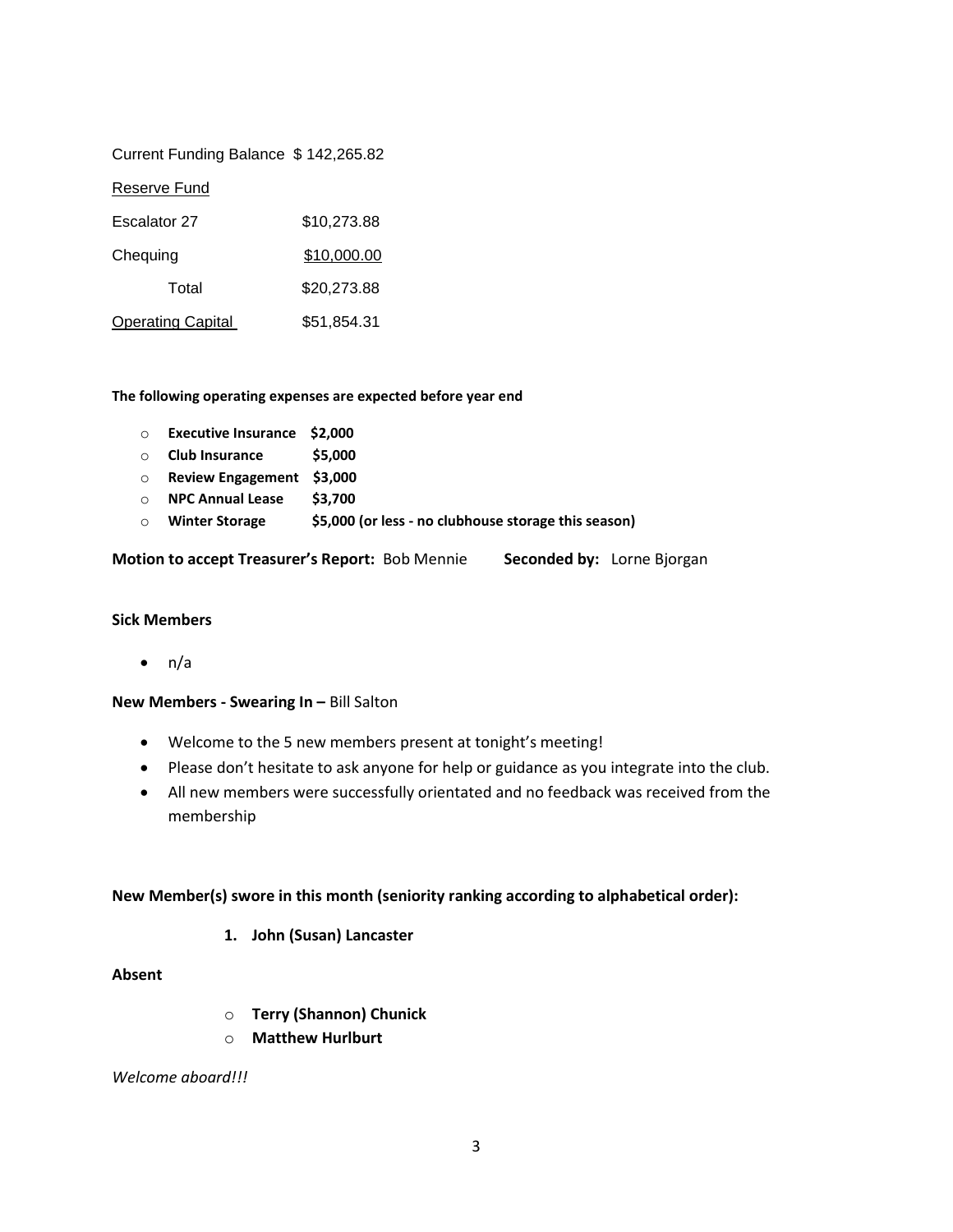Current Funding Balance $ 142,265.82

| Reserve Fund | |
|---|---|
| Escalator 27 | $10,273.88 |
| Chequing | $10,000.00 |
| Total | $20,273.88 |
| Operating Capital | $51,854.31 |

**The following operating expenses are expected before year end**

- **Executive Insurance $2,000**
- **Club Insurance $5,000**
- **Review Engagement $3,000**
- **NPC Annual Lease $3,700**
- **Winter Storage $5,000 (or less - no clubhouse storage this season)**

**Motion to accept Treasurer's Report:** Bob Mennie **Seconded by:** Lorne Bjorgan

**Sick Members**

- n/a

**New Members - Swearing In –** Bill Salton

- Welcome to the 5 new members present at tonight's meeting!
- Please don't hesitate to ask anyone for help or guidance as you integrate into the club.
- All new members were successfully orientated and no feedback was received from the membership

**New Member(s) swore in this month (seniority ranking according to alphabetical order):**

1. **John (Susan) Lancaster**

**Absent**

- **Terry (Shannon) Chunick**
- **Matthew Hurlburt**

*Welcome aboard!!!*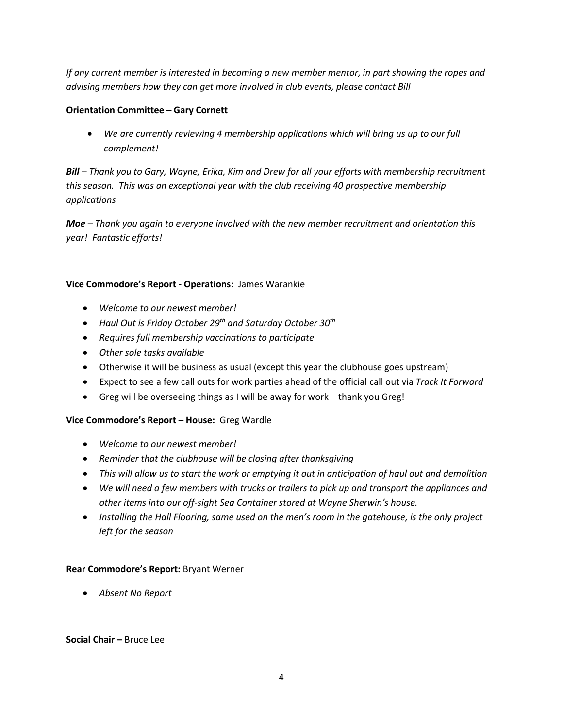*If any current member is interested in becoming a new member mentor, in part showing the ropes and advising members how they can get more involved in club events, please contact Bill*

**Orientation Committee – Gary Cornett**

- *We are currently reviewing 4 membership applications which will bring us up to our full complement!*

***Bill*** *– Thank you to Gary, Wayne, Erika, Kim and Drew for all your efforts with membership recruitment this season. This was an exceptional year with the club receiving 40 prospective membership applications*

***Moe*** *– Thank you again to everyone involved with the new member recruitment and orientation this year! Fantastic efforts!*

**Vice Commodore's Report - Operations:** James Warankie

- *Welcome to our newest member!*
- *Haul Out is Friday October 29th and Saturday October 30th*
- *Requires full membership vaccinations to participate*
- *Other sole tasks available*
- Otherwise it will be business as usual (except this year the clubhouse goes upstream)
- Expect to see a few call outs for work parties ahead of the official call out via *Track It Forward*
- Greg will be overseeing things as I will be away for work – thank you Greg!

**Vice Commodore's Report – House:** Greg Wardle

- *Welcome to our newest member!*
- *Reminder that the clubhouse will be closing after thanksgiving*
- *This will allow us to start the work or emptying it out in anticipation of haul out and demolition*
- *We will need a few members with trucks or trailers to pick up and transport the appliances and other items into our off-sight Sea Container stored at Wayne Sherwin's house.*
- *Installing the Hall Flooring, same used on the men's room in the gatehouse, is the only project left for the season*

**Rear Commodore's Report:** Bryant Werner

- *Absent No Report*

**Social Chair –** Bruce Lee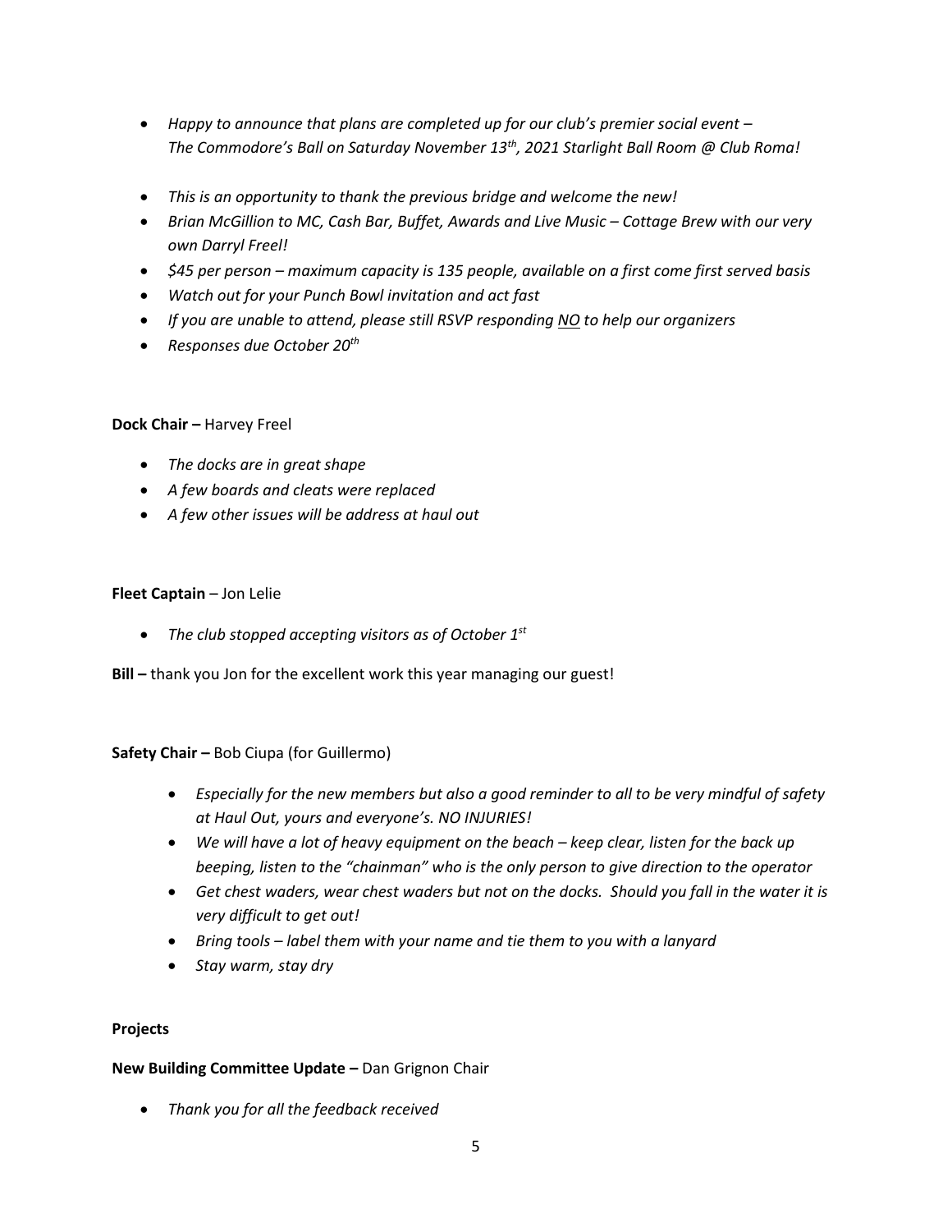- *Happy to announce that plans are completed up for our club's premier social event – The Commodore's Ball on Saturday November 13th, 2021 Starlight Ball Room @ Club Roma!*

- *This is an opportunity to thank the previous bridge and welcome the new!*
- *Brian McGillion to MC, Cash Bar, Buffet, Awards and Live Music – Cottage Brew with our very own Darryl Freel!*
- *$45 per person – maximum capacity is 135 people, available on a first come first served basis*
- *Watch out for your Punch Bowl invitation and act fast*
- *If you are unable to attend, please still RSVP responding <u>NO</u> to help our organizers*
- *Responses due October 20th*

**Dock Chair –** Harvey Freel

- *The docks are in great shape*
- *A few boards and cleats were replaced*
- *A few other issues will be address at haul out*

**Fleet Captain** – Jon Lelie

- *The club stopped accepting visitors as of October 1st*

**Bill –** thank you Jon for the excellent work this year managing our guest!

**Safety Chair –** Bob Ciupa (for Guillermo)

- *Especially for the new members but also a good reminder to all to be very mindful of safety at Haul Out, yours and everyone's. NO INJURIES!*
- *We will have a lot of heavy equipment on the beach – keep clear, listen for the back up beeping, listen to the "chainman" who is the only person to give direction to the operator*
- *Get chest waders, wear chest waders but not on the docks. Should you fall in the water it is very difficult to get out!*
- *Bring tools – label them with your name and tie them to you with a lanyard*
- *Stay warm, stay dry*

**Projects**

**New Building Committee Update –** Dan Grignon Chair

- *Thank you for all the feedback received*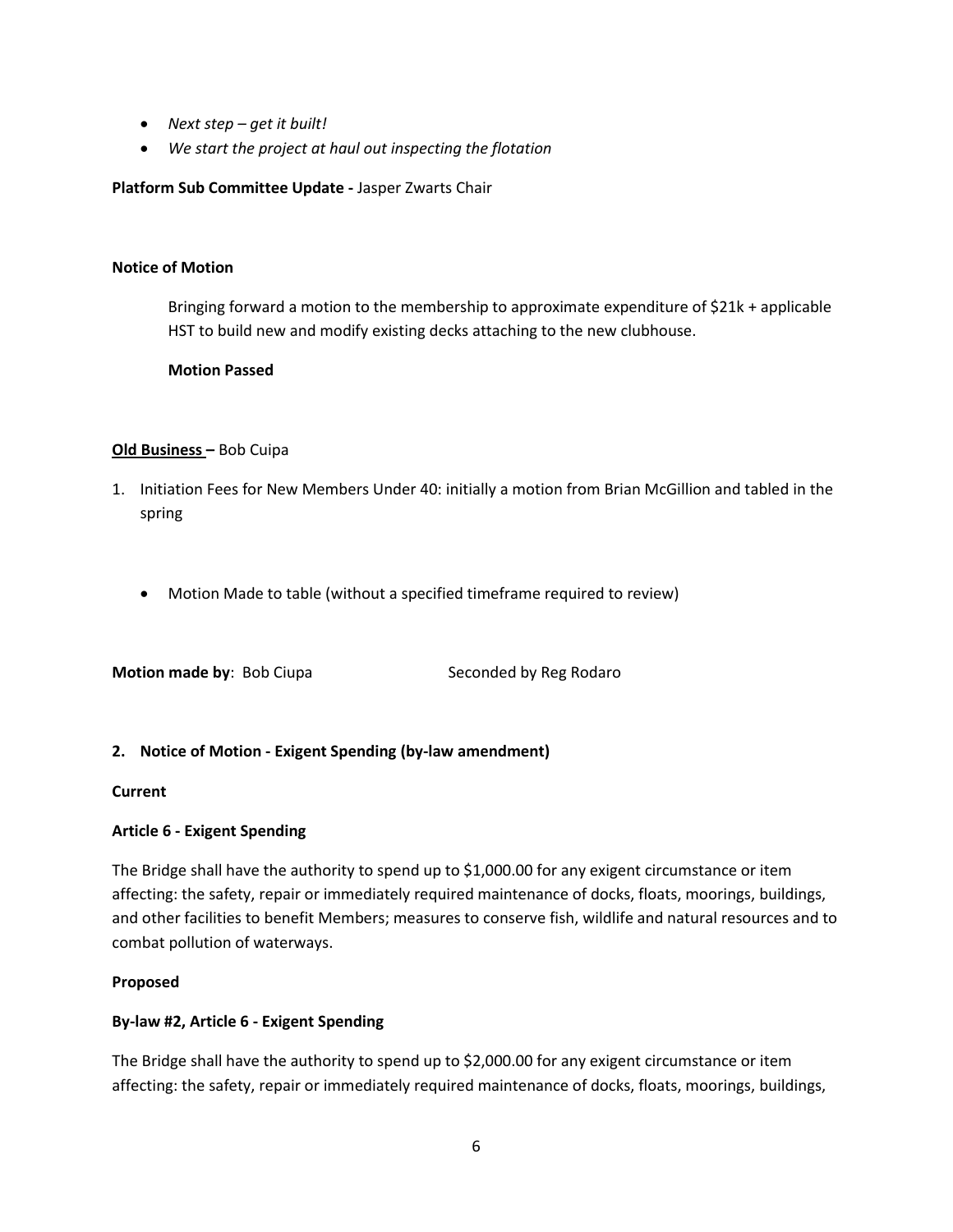- *Next step – get it built!*
- *We start the project at haul out inspecting the flotation*

**Platform Sub Committee Update -** Jasper Zwarts Chair

**Notice of Motion**

> Bringing forward a motion to the membership to approximate expenditure of $21k + applicable HST to build new and modify existing decks attaching to the new clubhouse.
>
> **Motion Passed**

**Old Business –** Bob Cuipa

1. Initiation Fees for New Members Under 40: initially a motion from Brian McGillion and tabled in the spring

   - Motion Made to table (without a specified timeframe required to review)

**Motion made by**: Bob Ciupa          Seconded by Reg Rodaro

**2. Notice of Motion - Exigent Spending (by-law amendment)**

**Current**

**Article 6 - Exigent Spending**

The Bridge shall have the authority to spend up to $1,000.00 for any exigent circumstance or item affecting: the safety, repair or immediately required maintenance of docks, floats, moorings, buildings, and other facilities to benefit Members; measures to conserve fish, wildlife and natural resources and to combat pollution of waterways.

**Proposed**

**By-law #2, Article 6 - Exigent Spending**

The Bridge shall have the authority to spend up to $2,000.00 for any exigent circumstance or item affecting: the safety, repair or immediately required maintenance of docks, floats, moorings, buildings,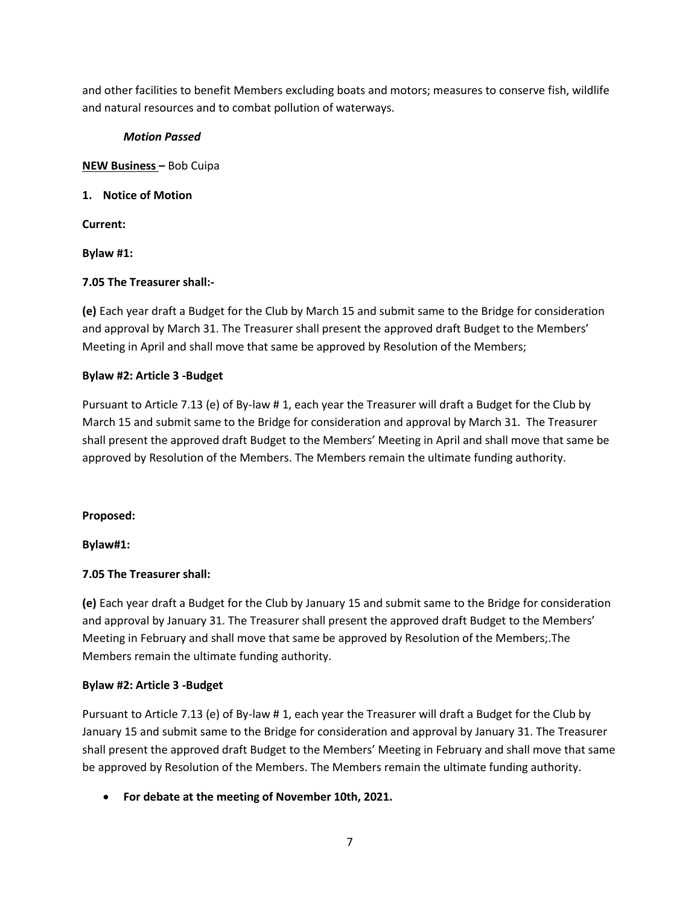and other facilities to benefit Members excluding boats and motors; measures to conserve fish, wildlife and natural resources and to combat pollution of waterways.

***Motion Passed***

**NEW Business –** Bob Cuipa

**1. Notice of Motion**

**Current:**

**Bylaw #1:**

**7.05 The Treasurer shall:-**

**(e)** Each year draft a Budget for the Club by March 15 and submit same to the Bridge for consideration and approval by March 31. The Treasurer shall present the approved draft Budget to the Members' Meeting in April and shall move that same be approved by Resolution of the Members;

**Bylaw #2: Article 3 -Budget**

Pursuant to Article 7.13 (e) of By-law # 1, each year the Treasurer will draft a Budget for the Club by March 15 and submit same to the Bridge for consideration and approval by March 31. The Treasurer shall present the approved draft Budget to the Members' Meeting in April and shall move that same be approved by Resolution of the Members. The Members remain the ultimate funding authority.

**Proposed:**

**Bylaw#1:**

**7.05 The Treasurer shall:**

**(e)** Each year draft a Budget for the Club by January 15 and submit same to the Bridge for consideration and approval by January 31. The Treasurer shall present the approved draft Budget to the Members' Meeting in February and shall move that same be approved by Resolution of the Members;.The Members remain the ultimate funding authority.

**Bylaw #2: Article 3 -Budget**

Pursuant to Article 7.13 (e) of By-law # 1, each year the Treasurer will draft a Budget for the Club by January 15 and submit same to the Bridge for consideration and approval by January 31. The Treasurer shall present the approved draft Budget to the Members' Meeting in February and shall move that same be approved by Resolution of the Members. The Members remain the ultimate funding authority.

- **For debate at the meeting of November 10th, 2021.**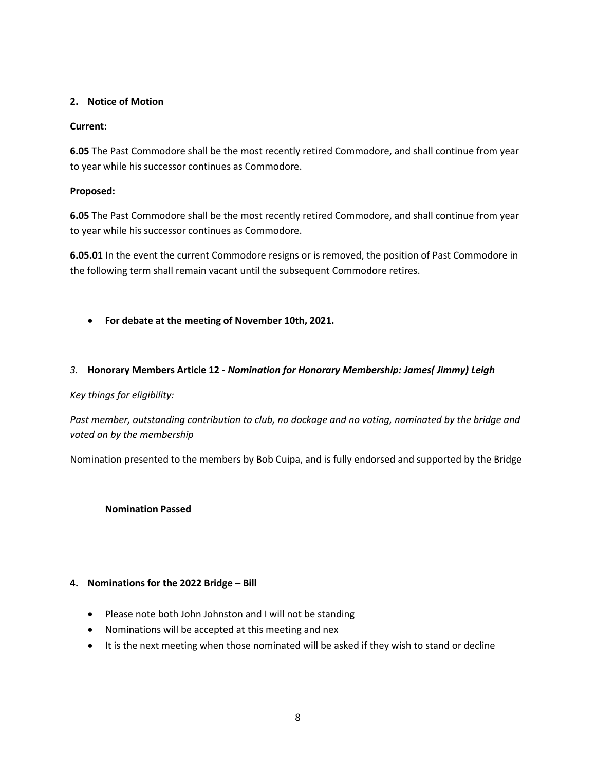**2. Notice of Motion**

**Current:**

**6.05** The Past Commodore shall be the most recently retired Commodore, and shall continue from year to year while his successor continues as Commodore.

**Proposed:**

**6.05** The Past Commodore shall be the most recently retired Commodore, and shall continue from year to year while his successor continues as Commodore.

**6.05.01** In the event the current Commodore resigns or is removed, the position of Past Commodore in the following term shall remain vacant until the subsequent Commodore retires.

- **For debate at the meeting of November 10th, 2021.**

*3.* **Honorary Members Article 12 -** ***Nomination for Honorary Membership: James( Jimmy) Leigh***

*Key things for eligibility:*

*Past member, outstanding contribution to club, no dockage and no voting, nominated by the bridge and voted on by the membership*

Nomination presented to the members by Bob Cuipa, and is fully endorsed and supported by the Bridge

**Nomination Passed**

**4. Nominations for the 2022 Bridge – Bill**

- Please note both John Johnston and I will not be standing
- Nominations will be accepted at this meeting and nex
- It is the next meeting when those nominated will be asked if they wish to stand or decline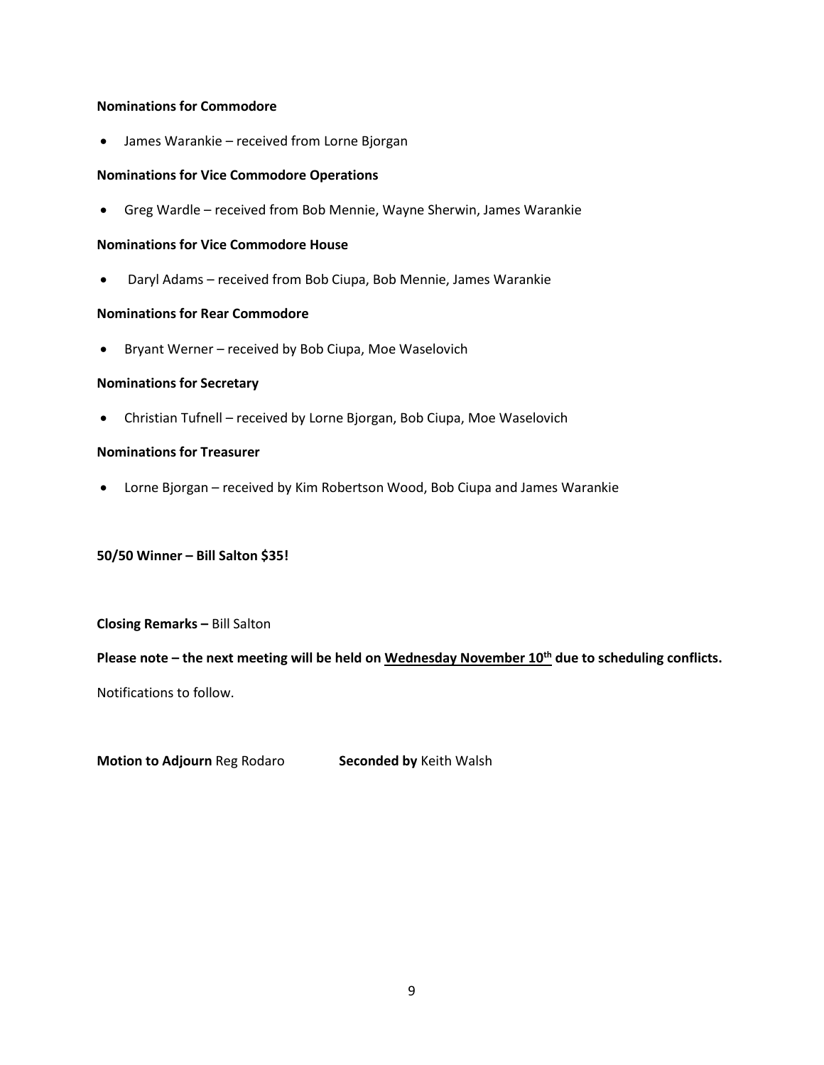**Nominations for Commodore**

- James Warankie – received from Lorne Bjorgan

**Nominations for Vice Commodore Operations**

- Greg Wardle – received from Bob Mennie, Wayne Sherwin, James Warankie

**Nominations for Vice Commodore House**

- Daryl Adams – received from Bob Ciupa, Bob Mennie, James Warankie

**Nominations for Rear Commodore**

- Bryant Werner – received by Bob Ciupa, Moe Waselovich

**Nominations for Secretary**

- Christian Tufnell – received by Lorne Bjorgan, Bob Ciupa, Moe Waselovich

**Nominations for Treasurer**

- Lorne Bjorgan – received by Kim Robertson Wood, Bob Ciupa and James Warankie

**50/50 Winner – Bill Salton $35!**

**Closing Remarks –** Bill Salton

**Please note – the next meeting will be held on <u>Wednesday November 10th</u> due to scheduling conflicts.**

Notifications to follow.

**Motion to Adjourn** Reg Rodaro **Seconded by** Keith Walsh